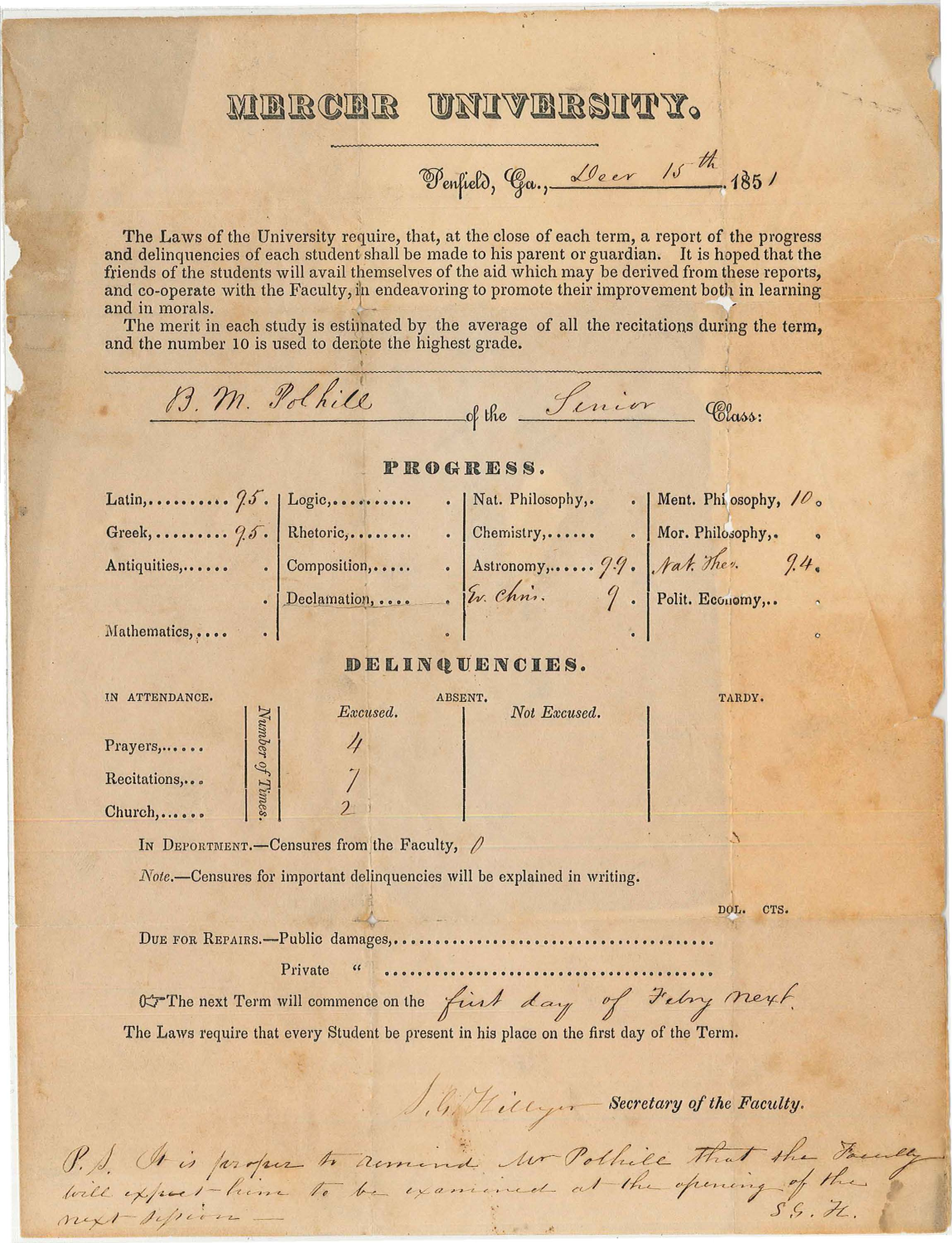# MERCER UNIVERSITY.

Penfield, Ga., Decr 15th 1851

The Laws of the University require, that, at the close of each term, a report of the progress and delinquencies of each student shall be made to his parent or guardian. It is hoped that the friends of the students will avail themselves of the aid which may be derived from these reports, and co-operate with the Faculty, in endeavoring to promote their improvement both in learning and in morals.

The merit in each study is estimated by the average of all the recitations during the term, and the number 10 is used to denote the highest grade.

B. M. Polhill of the Senior Class:

## PROGRESS.

| | | | | | | | |
|---|---|---|---|---|---|---|---|
| Latin,.......... | 9.5. | Logic,.......... | . | Nat. Philosophy,. | . | Ment. Philosophy, | 10. |
| Greek,.......... | 9.5. | Rhetoric,........ | . | Chemistry,...... | . | Mor. Philosophy,. | . |
| Antiquities,...... | . | Composition,..... | . | Astronomy,...... | 9.9. | Nat. Theo. | 9.4. |
| | . | Declamation,.... | . | Ev. Chris. | 9. | Polit. Economy,.. | . |
| Mathematics,.... | . | | . | | . | | . |

## DELINQUENCIES.

| IN ATTENDANCE. | Number of Times. | ABSENT. Excused. | ABSENT. Not Excused. | TARDY. |
|---|---|---|---|---|
| Prayers,...... | | 4 | | |
| Recitations,... | | 7 | | |
| Church,...... | | 2 | | |

IN DEPORTMENT.—Censures from the Faculty, 0

*Note.*—Censures for important delinquencies will be explained in writing.

DOL. CTS.

DUE FOR REPAIRS.—Public damages,......................................

Private " ......................................

☞The next Term will commence on the first day of Febry next.

The Laws require that every Student be present in his place on the first day of the Term.

S. G. Hillyer Secretary of the Faculty.

P. S. It is proper to remind Mr Polhill that the Faculty will expect him to be examined at the opening of the next session — S. G. H.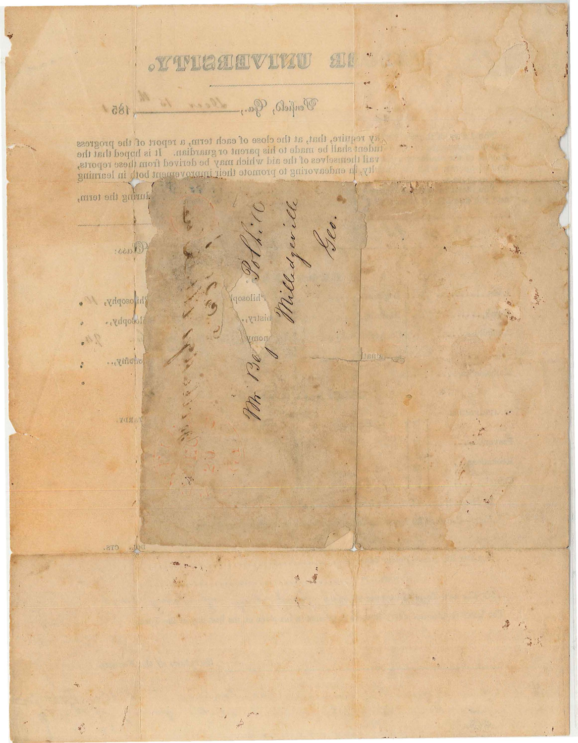Mr Be[...] Polhill

Milledgeville

Geo.